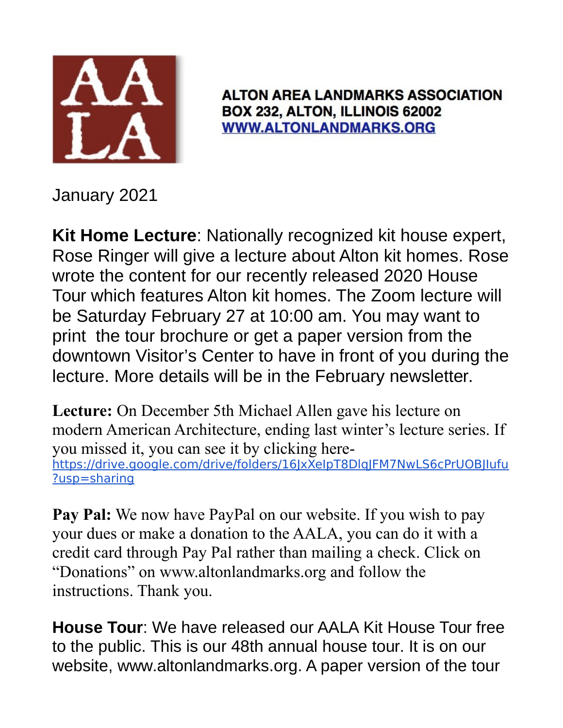**ALTON AREA LANDMARKS ASSOCIATION**
**BOX 232, ALTON, ILLINOIS 62002**
**[WWW.ALTONLANDMARKS.ORG](http://WWW.ALTONLANDMARKS.ORG)**

January 2021

**Kit Home Lecture**: Nationally recognized kit house expert, Rose Ringer will give a lecture about Alton kit homes. Rose wrote the content for our recently released 2020 House Tour which features Alton kit homes. The Zoom lecture will be Saturday February 27 at 10:00 am. You may want to print the tour brochure or get a paper version from the downtown Visitor's Center to have in front of you during the lecture. More details will be in the February newsletter.

**Lecture:** On December 5th Michael Allen gave his lecture on modern American Architecture, ending last winter's lecture series. If you missed it, you can see it by clicking here- https://drive.google.com/drive/folders/16JxXeIpT8DlqJFM7NwLS6cPrUOBJlufu?usp=sharing

**Pay Pal:** We now have PayPal on our website. If you wish to pay your dues or make a donation to the AALA, you can do it with a credit card through Pay Pal rather than mailing a check. Click on "Donations" on www.altonlandmarks.org and follow the instructions. Thank you.

**House Tour**: We have released our AALA Kit House Tour free to the public. This is our 48th annual house tour. It is on our website, www.altonlandmarks.org. A paper version of the tour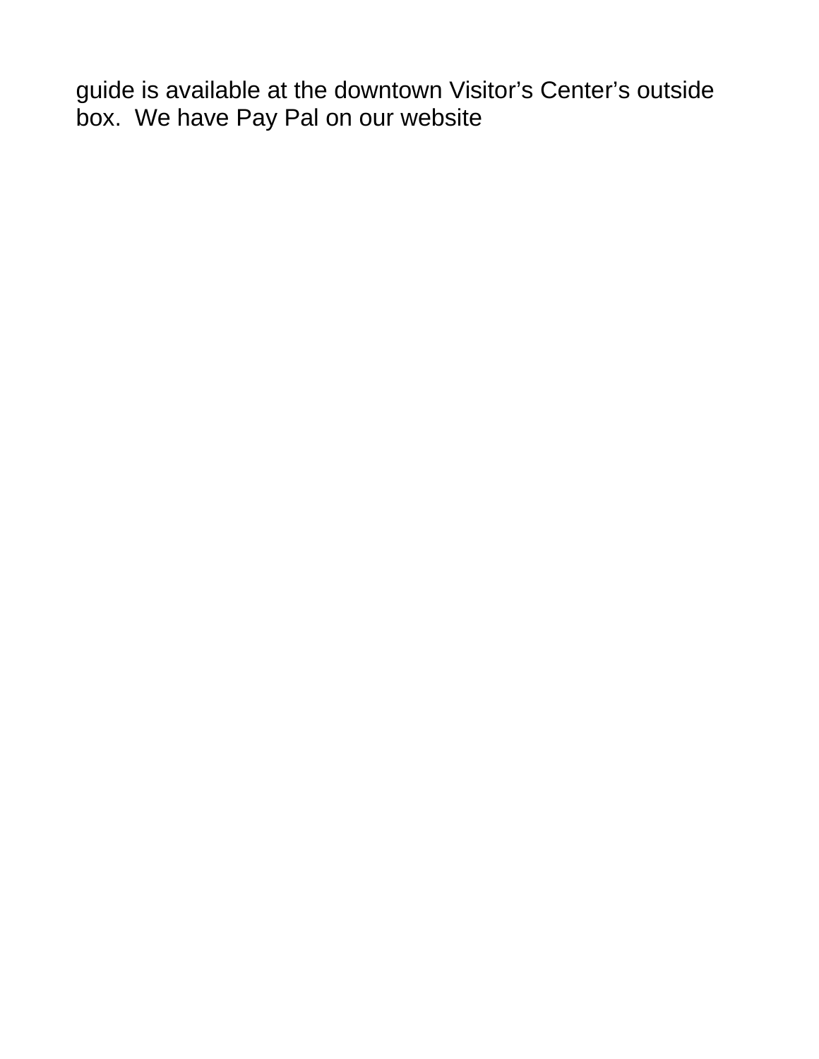guide is available at the downtown Visitor's Center's outside box. We have Pay Pal on our website